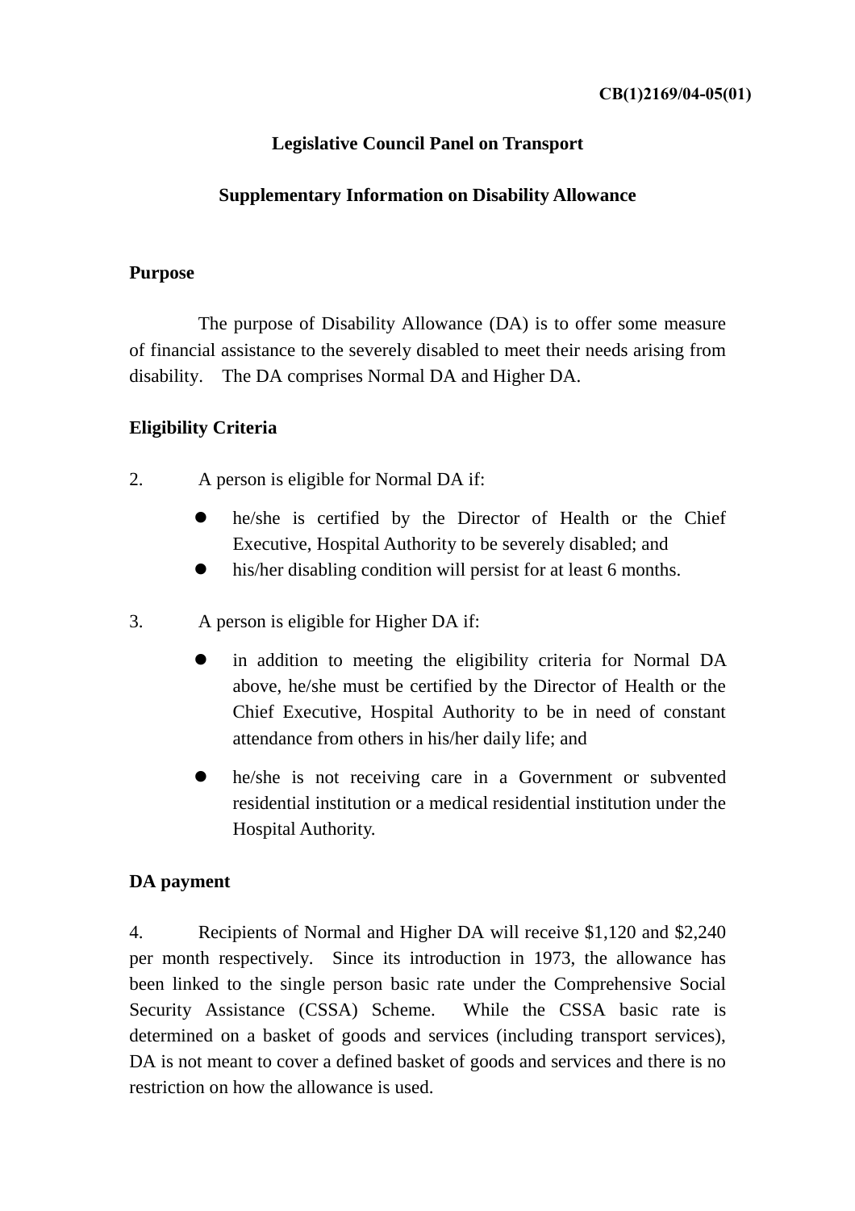CB(1)2169/04-05(01)

# Legislative Council Panel on Transport

## Supplementary Information on Disability Allowance

### Purpose

The purpose of Disability Allowance (DA) is to offer some measure of financial assistance to the severely disabled to meet their needs arising from disability. The DA comprises Normal DA and Higher DA.

### Eligibility Criteria

2. A person is eligible for Normal DA if:

- he/she is certified by the Director of Health or the Chief Executive, Hospital Authority to be severely disabled; and
- his/her disabling condition will persist for at least 6 months.

3. A person is eligible for Higher DA if:

- in addition to meeting the eligibility criteria for Normal DA above, he/she must be certified by the Director of Health or the Chief Executive, Hospital Authority to be in need of constant attendance from others in his/her daily life; and
- he/she is not receiving care in a Government or subvented residential institution or a medical residential institution under the Hospital Authority.

### DA payment

4. Recipients of Normal and Higher DA will receive $1,120 and $2,240 per month respectively. Since its introduction in 1973, the allowance has been linked to the single person basic rate under the Comprehensive Social Security Assistance (CSSA) Scheme. While the CSSA basic rate is determined on a basket of goods and services (including transport services), DA is not meant to cover a defined basket of goods and services and there is no restriction on how the allowance is used.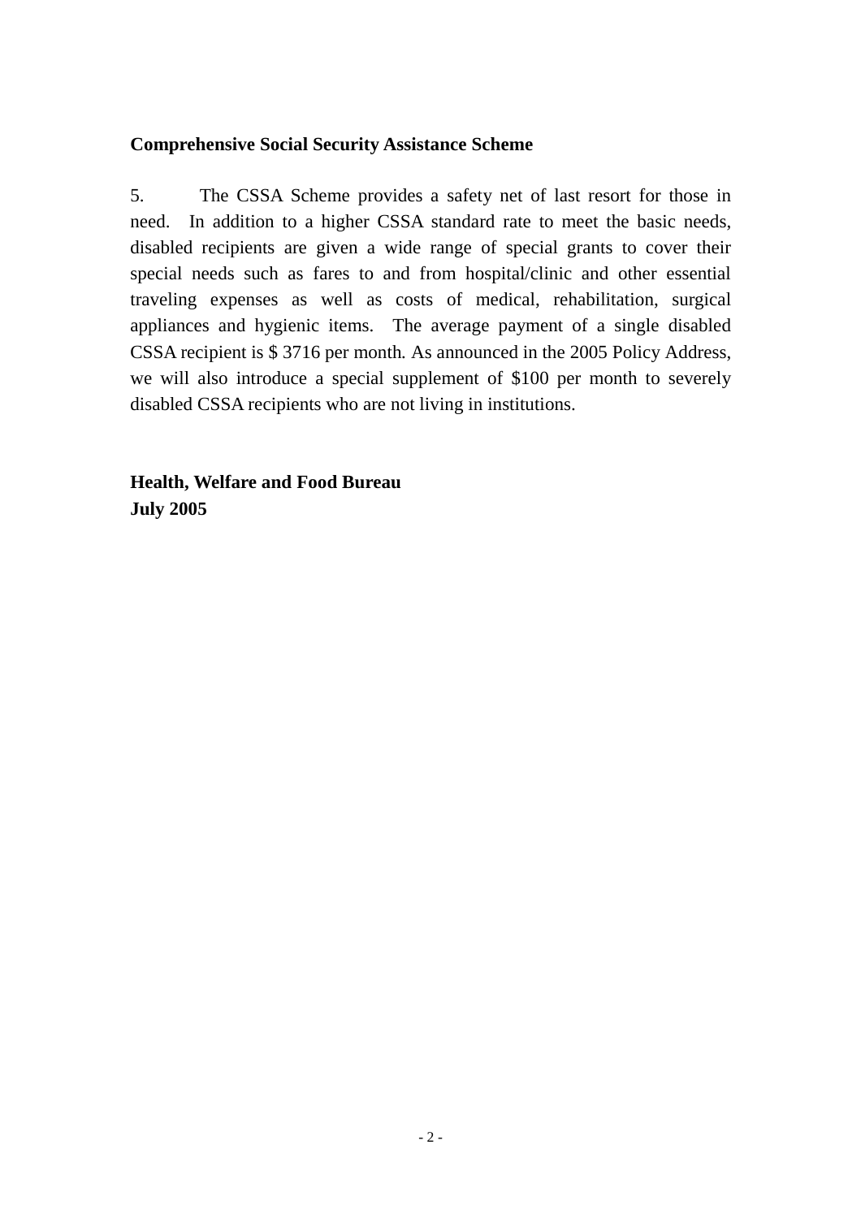**Comprehensive Social Security Assistance Scheme**

5. The CSSA Scheme provides a safety net of last resort for those in need. In addition to a higher CSSA standard rate to meet the basic needs, disabled recipients are given a wide range of special grants to cover their special needs such as fares to and from hospital/clinic and other essential traveling expenses as well as costs of medical, rehabilitation, surgical appliances and hygienic items. The average payment of a single disabled CSSA recipient is $ 3716 per month. As announced in the 2005 Policy Address, we will also introduce a special supplement of $100 per month to severely disabled CSSA recipients who are not living in institutions.

**Health, Welfare and Food Bureau**
**July 2005**